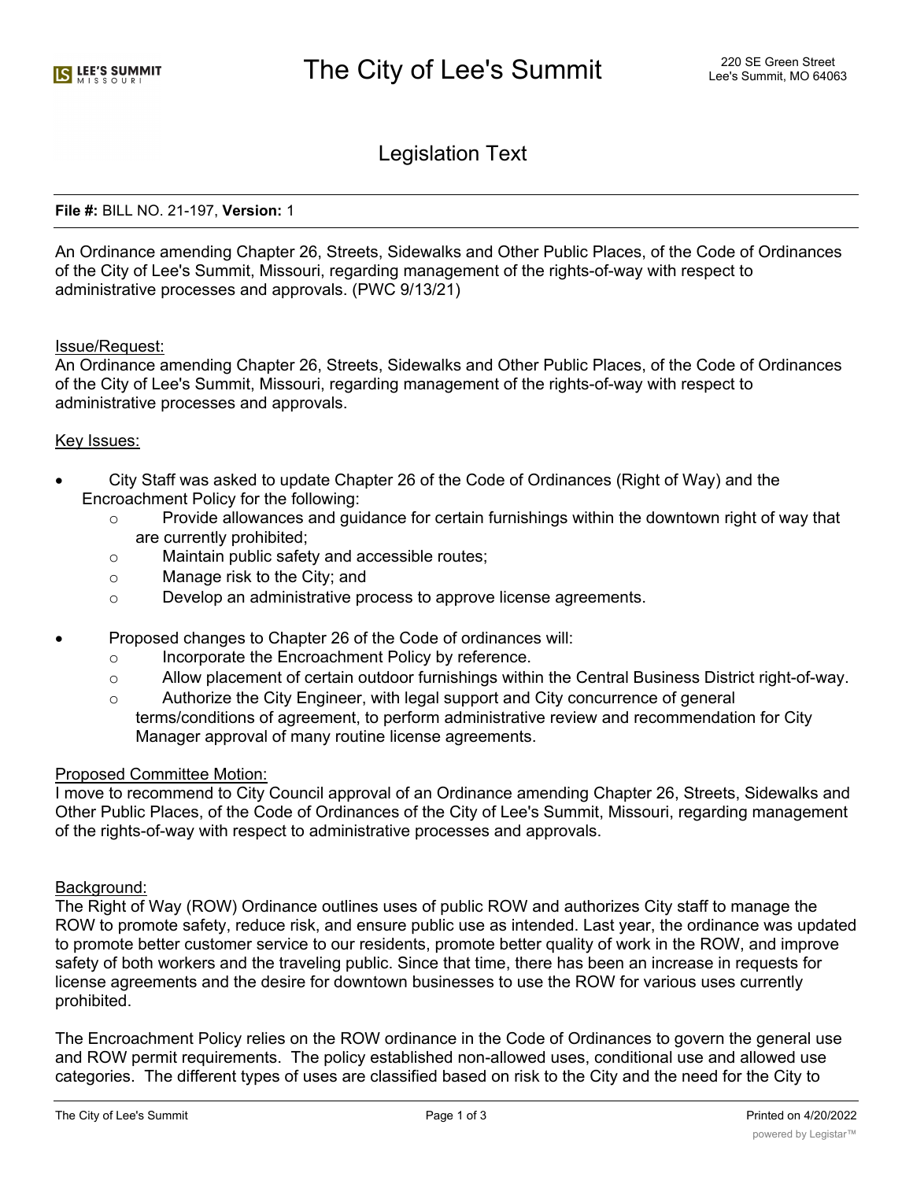# The City of Lee's Summit

220 SE Green Street
Lee's Summit, MO 64063

## Legislation Text

**File #:** BILL NO. 21-197, **Version:** 1

An Ordinance amending Chapter 26, Streets, Sidewalks and Other Public Places, of the Code of Ordinances of the City of Lee's Summit, Missouri, regarding management of the rights-of-way with respect to administrative processes and approvals. (PWC 9/13/21)

Issue/Request:

An Ordinance amending Chapter 26, Streets, Sidewalks and Other Public Places, of the Code of Ordinances of the City of Lee's Summit, Missouri, regarding management of the rights-of-way with respect to administrative processes and approvals.

Key Issues:

- City Staff was asked to update Chapter 26 of the Code of Ordinances (Right of Way) and the Encroachment Policy for the following:
  - Provide allowances and guidance for certain furnishings within the downtown right of way that are currently prohibited;
  - Maintain public safety and accessible routes;
  - Manage risk to the City; and
  - Develop an administrative process to approve license agreements.
- Proposed changes to Chapter 26 of the Code of ordinances will:
  - Incorporate the Encroachment Policy by reference.
  - Allow placement of certain outdoor furnishings within the Central Business District right-of-way.
  - Authorize the City Engineer, with legal support and City concurrence of general terms/conditions of agreement, to perform administrative review and recommendation for City Manager approval of many routine license agreements.

Proposed Committee Motion:

I move to recommend to City Council approval of an Ordinance amending Chapter 26, Streets, Sidewalks and Other Public Places, of the Code of Ordinances of the City of Lee's Summit, Missouri, regarding management of the rights-of-way with respect to administrative processes and approvals.

Background:

The Right of Way (ROW) Ordinance outlines uses of public ROW and authorizes City staff to manage the ROW to promote safety, reduce risk, and ensure public use as intended. Last year, the ordinance was updated to promote better customer service to our residents, promote better quality of work in the ROW, and improve safety of both workers and the traveling public. Since that time, there has been an increase in requests for license agreements and the desire for downtown businesses to use the ROW for various uses currently prohibited.

The Encroachment Policy relies on the ROW ordinance in the Code of Ordinances to govern the general use and ROW permit requirements. The policy established non-allowed uses, conditional use and allowed use categories. The different types of uses are classified based on risk to the City and the need for the City to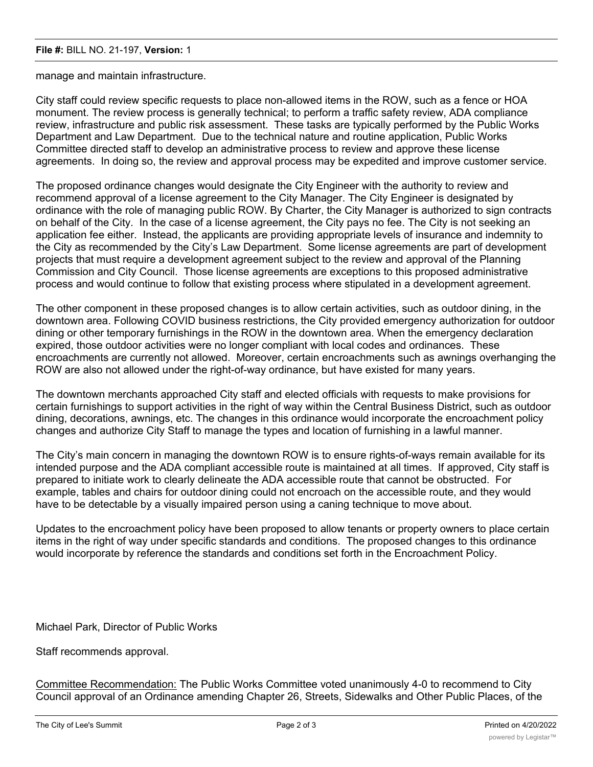manage and maintain infrastructure.

City staff could review specific requests to place non-allowed items in the ROW, such as a fence or HOA monument. The review process is generally technical; to perform a traffic safety review, ADA compliance review, infrastructure and public risk assessment. These tasks are typically performed by the Public Works Department and Law Department. Due to the technical nature and routine application, Public Works Committee directed staff to develop an administrative process to review and approve these license agreements. In doing so, the review and approval process may be expedited and improve customer service.

The proposed ordinance changes would designate the City Engineer with the authority to review and recommend approval of a license agreement to the City Manager. The City Engineer is designated by ordinance with the role of managing public ROW. By Charter, the City Manager is authorized to sign contracts on behalf of the City. In the case of a license agreement, the City pays no fee. The City is not seeking an application fee either. Instead, the applicants are providing appropriate levels of insurance and indemnity to the City as recommended by the City's Law Department. Some license agreements are part of development projects that must require a development agreement subject to the review and approval of the Planning Commission and City Council. Those license agreements are exceptions to this proposed administrative process and would continue to follow that existing process where stipulated in a development agreement.

The other component in these proposed changes is to allow certain activities, such as outdoor dining, in the downtown area. Following COVID business restrictions, the City provided emergency authorization for outdoor dining or other temporary furnishings in the ROW in the downtown area. When the emergency declaration expired, those outdoor activities were no longer compliant with local codes and ordinances. These encroachments are currently not allowed. Moreover, certain encroachments such as awnings overhanging the ROW are also not allowed under the right-of-way ordinance, but have existed for many years.

The downtown merchants approached City staff and elected officials with requests to make provisions for certain furnishings to support activities in the right of way within the Central Business District, such as outdoor dining, decorations, awnings, etc. The changes in this ordinance would incorporate the encroachment policy changes and authorize City Staff to manage the types and location of furnishing in a lawful manner.

The City's main concern in managing the downtown ROW is to ensure rights-of-ways remain available for its intended purpose and the ADA compliant accessible route is maintained at all times. If approved, City staff is prepared to initiate work to clearly delineate the ADA accessible route that cannot be obstructed. For example, tables and chairs for outdoor dining could not encroach on the accessible route, and they would have to be detectable by a visually impaired person using a caning technique to move about.

Updates to the encroachment policy have been proposed to allow tenants or property owners to place certain items in the right of way under specific standards and conditions. The proposed changes to this ordinance would incorporate by reference the standards and conditions set forth in the Encroachment Policy.

Michael Park, Director of Public Works

Staff recommends approval.

Committee Recommendation: The Public Works Committee voted unanimously 4-0 to recommend to City Council approval of an Ordinance amending Chapter 26, Streets, Sidewalks and Other Public Places, of the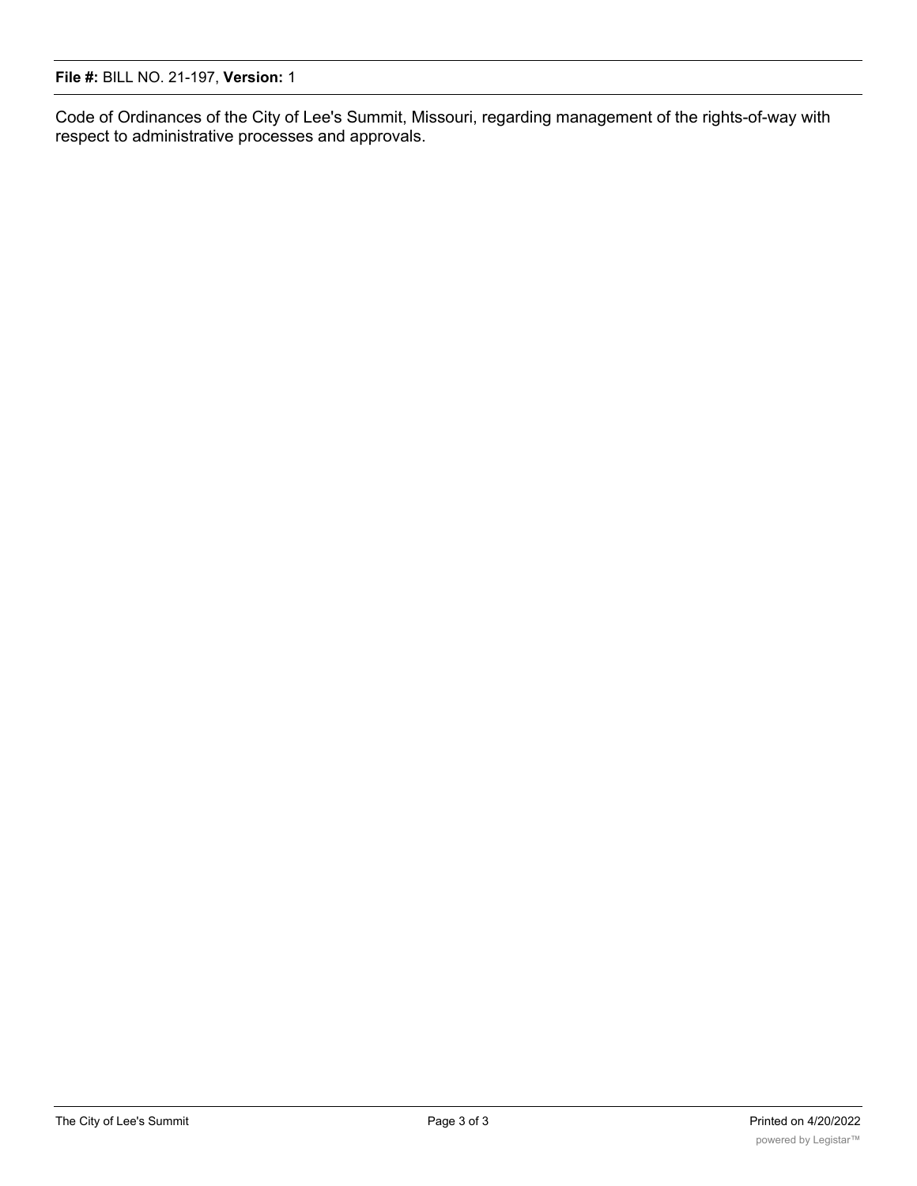**File #:** BILL NO. 21-197, **Version:** 1

Code of Ordinances of the City of Lee's Summit, Missouri, regarding management of the rights-of-way with respect to administrative processes and approvals.